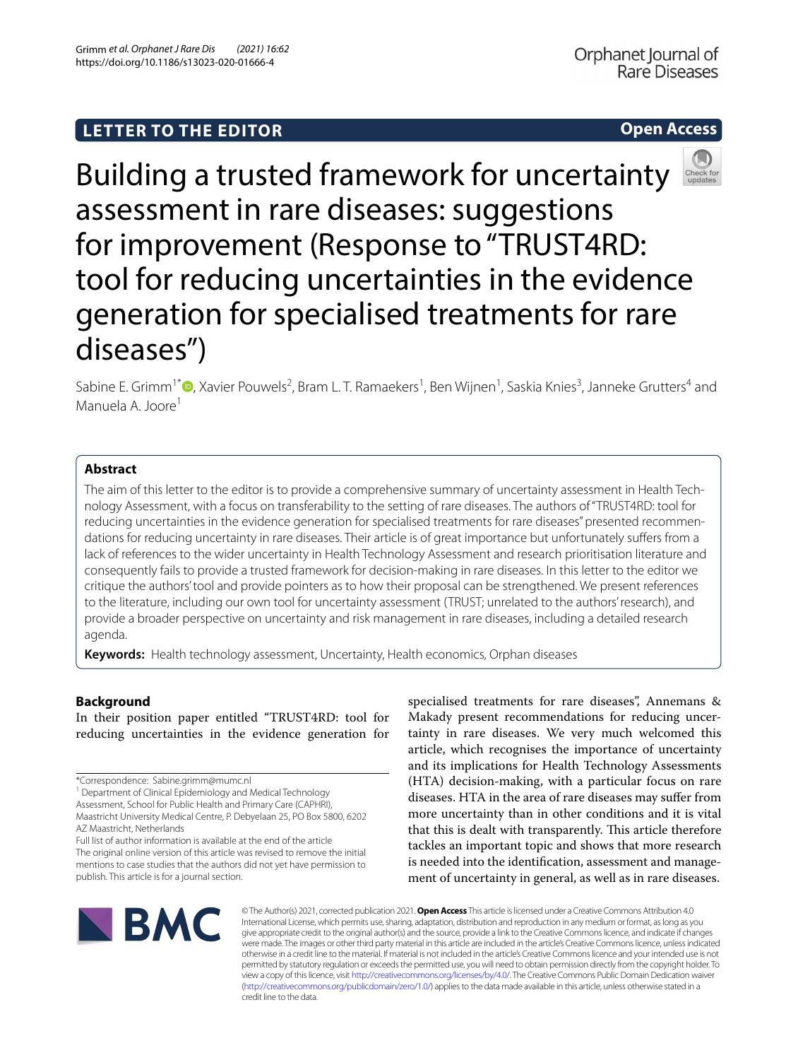LETTER TO THE EDITOR

Open Access

# Building a trusted framework for uncertainty assessment in rare diseases: suggestions for improvement (Response to "TRUST4RD: tool for reducing uncertainties in the evidence generation for specialised treatments for rare diseases")

Sabine E. Grimm[1*], Xavier Pouwels[2], Bram L. T. Ramaekers[1], Ben Wijnen[1], Saskia Knies[3], Janneke Grutters[4] and Manuela A. Joore[1]

## Abstract

The aim of this letter to the editor is to provide a comprehensive summary of uncertainty assessment in Health Technology Assessment, with a focus on transferability to the setting of rare diseases. The authors of "TRUST4RD: tool for reducing uncertainties in the evidence generation for specialised treatments for rare diseases" presented recommendations for reducing uncertainty in rare diseases. Their article is of great importance but unfortunately suffers from a lack of references to the wider uncertainty in Health Technology Assessment and research prioritisation literature and consequently fails to provide a trusted framework for decision-making in rare diseases. In this letter to the editor we critique the authors' tool and provide pointers as to how their proposal can be strengthened. We present references to the literature, including our own tool for uncertainty assessment (TRUST; unrelated to the authors' research), and provide a broader perspective on uncertainty and risk management in rare diseases, including a detailed research agenda.

**Keywords:** Health technology assessment, Uncertainty, Health economics, Orphan diseases

## Background

In their position paper entitled "TRUST4RD: tool for reducing uncertainties in the evidence generation for specialised treatments for rare diseases", Annemans & Makady present recommendations for reducing uncertainty in rare diseases. We very much welcomed this article, which recognises the importance of uncertainty and its implications for Health Technology Assessments (HTA) decision-making, with a particular focus on rare diseases. HTA in the area of rare diseases may suffer from more uncertainty than in other conditions and it is vital that this is dealt with transparently. This article therefore tackles an important topic and shows that more research is needed into the identification, assessment and management of uncertainty in general, as well as in rare diseases.

*Correspondence: Sabine.grimm@mumc.nl

[1] Department of Clinical Epidemiology and Medical Technology Assessment, School for Public Health and Primary Care (CAPHRI), Maastricht University Medical Centre, P. Debyelaan 25, PO Box 5800, 6202 AZ Maastricht, Netherlands

Full list of author information is available at the end of the article

The original online version of this article was revised to remove the initial mentions to case studies that the authors did not yet have permission to publish. This article is for a journal section.

© The Author(s) 2021, corrected publication 2021. **Open Access** This article is licensed under a Creative Commons Attribution 4.0 International License, which permits use, sharing, adaptation, distribution and reproduction in any medium or format, as long as you give appropriate credit to the original author(s) and the source, provide a link to the Creative Commons licence, and indicate if changes were made. The images or other third party material in this article are included in the article's Creative Commons licence, unless indicated otherwise in a credit line to the material. If material is not included in the article's Creative Commons licence and your intended use is not permitted by statutory regulation or exceeds the permitted use, you will need to obtain permission directly from the copyright holder. To view a copy of this licence, visit http://creativecommons.org/licenses/by/4.0/. The Creative Commons Public Domain Dedication waiver (http://creativecommons.org/publicdomain/zero/1.0/) applies to the data made available in this article, unless otherwise stated in a credit line to the data.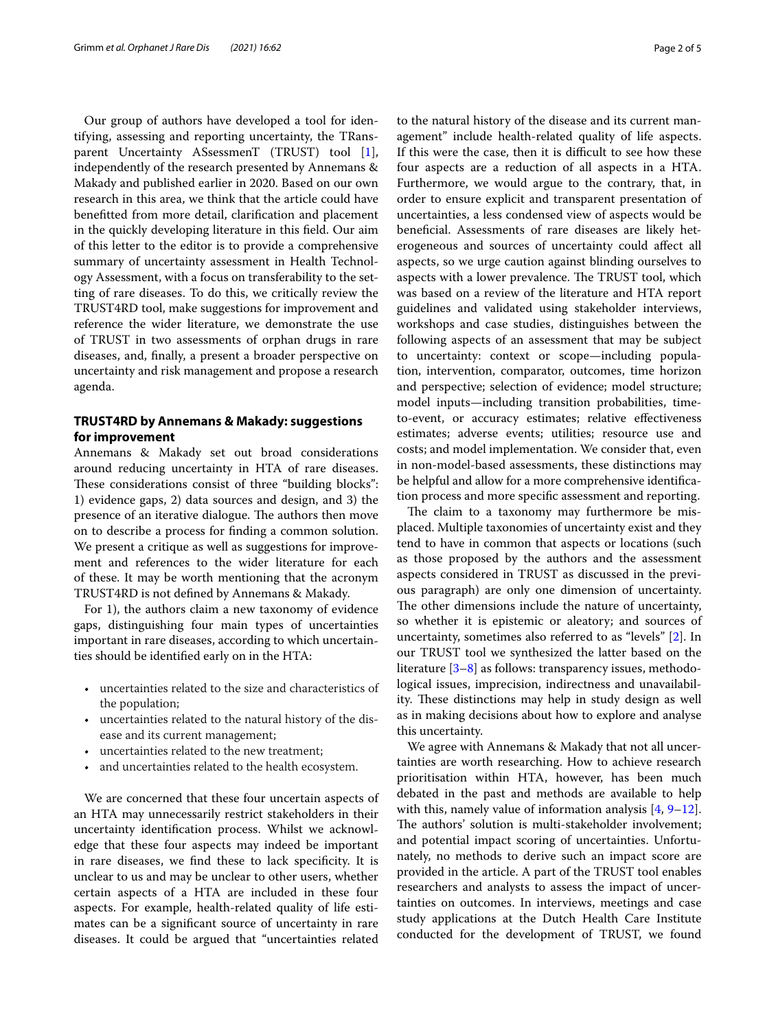Our group of authors have developed a tool for identifying, assessing and reporting uncertainty, the TRansparent Uncertainty ASsessmenT (TRUST) tool [1], independently of the research presented by Annemans & Makady and published earlier in 2020. Based on our own research in this area, we think that the article could have benefitted from more detail, clarification and placement in the quickly developing literature in this field. Our aim of this letter to the editor is to provide a comprehensive summary of uncertainty assessment in Health Technology Assessment, with a focus on transferability to the setting of rare diseases. To do this, we critically review the TRUST4RD tool, make suggestions for improvement and reference the wider literature, we demonstrate the use of TRUST in two assessments of orphan drugs in rare diseases, and, finally, a present a broader perspective on uncertainty and risk management and propose a research agenda.

## TRUST4RD by Annemans & Makady: suggestions for improvement

Annemans & Makady set out broad considerations around reducing uncertainty in HTA of rare diseases. These considerations consist of three "building blocks": 1) evidence gaps, 2) data sources and design, and 3) the presence of an iterative dialogue. The authors then move on to describe a process for finding a common solution. We present a critique as well as suggestions for improvement and references to the wider literature for each of these. It may be worth mentioning that the acronym TRUST4RD is not defined by Annemans & Makady.

For 1), the authors claim a new taxonomy of evidence gaps, distinguishing four main types of uncertainties important in rare diseases, according to which uncertainties should be identified early on in the HTA:

- uncertainties related to the size and characteristics of the population;
- uncertainties related to the natural history of the disease and its current management;
- uncertainties related to the new treatment;
- and uncertainties related to the health ecosystem.

We are concerned that these four uncertain aspects of an HTA may unnecessarily restrict stakeholders in their uncertainty identification process. Whilst we acknowledge that these four aspects may indeed be important in rare diseases, we find these to lack specificity. It is unclear to us and may be unclear to other users, whether certain aspects of a HTA are included in these four aspects. For example, health-related quality of life estimates can be a significant source of uncertainty in rare diseases. It could be argued that "uncertainties related to the natural history of the disease and its current management" include health-related quality of life aspects. If this were the case, then it is difficult to see how these four aspects are a reduction of all aspects in a HTA. Furthermore, we would argue to the contrary, that, in order to ensure explicit and transparent presentation of uncertainties, a less condensed view of aspects would be beneficial. Assessments of rare diseases are likely heterogeneous and sources of uncertainty could affect all aspects, so we urge caution against blinding ourselves to aspects with a lower prevalence. The TRUST tool, which was based on a review of the literature and HTA report guidelines and validated using stakeholder interviews, workshops and case studies, distinguishes between the following aspects of an assessment that may be subject to uncertainty: context or scope—including population, intervention, comparator, outcomes, time horizon and perspective; selection of evidence; model structure; model inputs—including transition probabilities, time-to-event, or accuracy estimates; relative effectiveness estimates; adverse events; utilities; resource use and costs; and model implementation. We consider that, even in non-model-based assessments, these distinctions may be helpful and allow for a more comprehensive identification process and more specific assessment and reporting.

The claim to a taxonomy may furthermore be misplaced. Multiple taxonomies of uncertainty exist and they tend to have in common that aspects or locations (such as those proposed by the authors and the assessment aspects considered in TRUST as discussed in the previous paragraph) are only one dimension of uncertainty. The other dimensions include the nature of uncertainty, so whether it is epistemic or aleatory; and sources of uncertainty, sometimes also referred to as "levels" [2]. In our TRUST tool we synthesized the latter based on the literature [3–8] as follows: transparency issues, methodological issues, imprecision, indirectness and unavailability. These distinctions may help in study design as well as in making decisions about how to explore and analyse this uncertainty.

We agree with Annemans & Makady that not all uncertainties are worth researching. How to achieve research prioritisation within HTA, however, has been much debated in the past and methods are available to help with this, namely value of information analysis [4, 9–12]. The authors' solution is multi-stakeholder involvement; and potential impact scoring of uncertainties. Unfortunately, no methods to derive such an impact score are provided in the article. A part of the TRUST tool enables researchers and analysts to assess the impact of uncertainties on outcomes. In interviews, meetings and case study applications at the Dutch Health Care Institute conducted for the development of TRUST, we found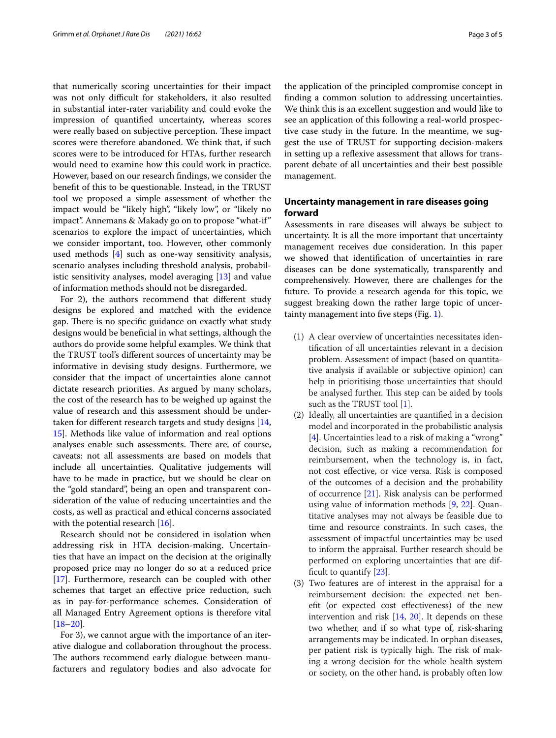that numerically scoring uncertainties for their impact was not only difficult for stakeholders, it also resulted in substantial inter-rater variability and could evoke the impression of quantified uncertainty, whereas scores were really based on subjective perception. These impact scores were therefore abandoned. We think that, if such scores were to be introduced for HTAs, further research would need to examine how this could work in practice. However, based on our research findings, we consider the benefit of this to be questionable. Instead, in the TRUST tool we proposed a simple assessment of whether the impact would be "likely high", "likely low", or "likely no impact". Annemans & Makady go on to propose "what-if" scenarios to explore the impact of uncertainties, which we consider important, too. However, other commonly used methods [4] such as one-way sensitivity analysis, scenario analyses including threshold analysis, probabilistic sensitivity analyses, model averaging [13] and value of information methods should not be disregarded.

For 2), the authors recommend that different study designs be explored and matched with the evidence gap. There is no specific guidance on exactly what study designs would be beneficial in what settings, although the authors do provide some helpful examples. We think that the TRUST tool's different sources of uncertainty may be informative in devising study designs. Furthermore, we consider that the impact of uncertainties alone cannot dictate research priorities. As argued by many scholars, the cost of the research has to be weighed up against the value of research and this assessment should be undertaken for different research targets and study designs [14, 15]. Methods like value of information and real options analyses enable such assessments. There are, of course, caveats: not all assessments are based on models that include all uncertainties. Qualitative judgements will have to be made in practice, but we should be clear on the "gold standard", being an open and transparent consideration of the value of reducing uncertainties and the costs, as well as practical and ethical concerns associated with the potential research [16].

Research should not be considered in isolation when addressing risk in HTA decision-making. Uncertainties that have an impact on the decision at the originally proposed price may no longer do so at a reduced price [17]. Furthermore, research can be coupled with other schemes that target an effective price reduction, such as in pay-for-performance schemes. Consideration of all Managed Entry Agreement options is therefore vital [18–20].

For 3), we cannot argue with the importance of an iterative dialogue and collaboration throughout the process. The authors recommend early dialogue between manufacturers and regulatory bodies and also advocate for the application of the principled compromise concept in finding a common solution to addressing uncertainties. We think this is an excellent suggestion and would like to see an application of this following a real-world prospective case study in the future. In the meantime, we suggest the use of TRUST for supporting decision-makers in setting up a reflexive assessment that allows for transparent debate of all uncertainties and their best possible management.

## Uncertainty management in rare diseases going forward

Assessments in rare diseases will always be subject to uncertainty. It is all the more important that uncertainty management receives due consideration. In this paper we showed that identification of uncertainties in rare diseases can be done systematically, transparently and comprehensively. However, there are challenges for the future. To provide a research agenda for this topic, we suggest breaking down the rather large topic of uncertainty management into five steps (Fig. 1).

(1) A clear overview of uncertainties necessitates identification of all uncertainties relevant in a decision problem. Assessment of impact (based on quantitative analysis if available or subjective opinion) can help in prioritising those uncertainties that should be analysed further. This step can be aided by tools such as the TRUST tool [1].
(2) Ideally, all uncertainties are quantified in a decision model and incorporated in the probabilistic analysis [4]. Uncertainties lead to a risk of making a "wrong" decision, such as making a recommendation for reimbursement, when the technology is, in fact, not cost effective, or vice versa. Risk is composed of the outcomes of a decision and the probability of occurrence [21]. Risk analysis can be performed using value of information methods [9, 22]. Quantitative analyses may not always be feasible due to time and resource constraints. In such cases, the assessment of impactful uncertainties may be used to inform the appraisal. Further research should be performed on exploring uncertainties that are difficult to quantify [23].
(3) Two features are of interest in the appraisal for a reimbursement decision: the expected net benefit (or expected cost effectiveness) of the new intervention and risk [14, 20]. It depends on these two whether, and if so what type of, risk-sharing arrangements may be indicated. In orphan diseases, per patient risk is typically high. The risk of making a wrong decision for the whole health system or society, on the other hand, is probably often low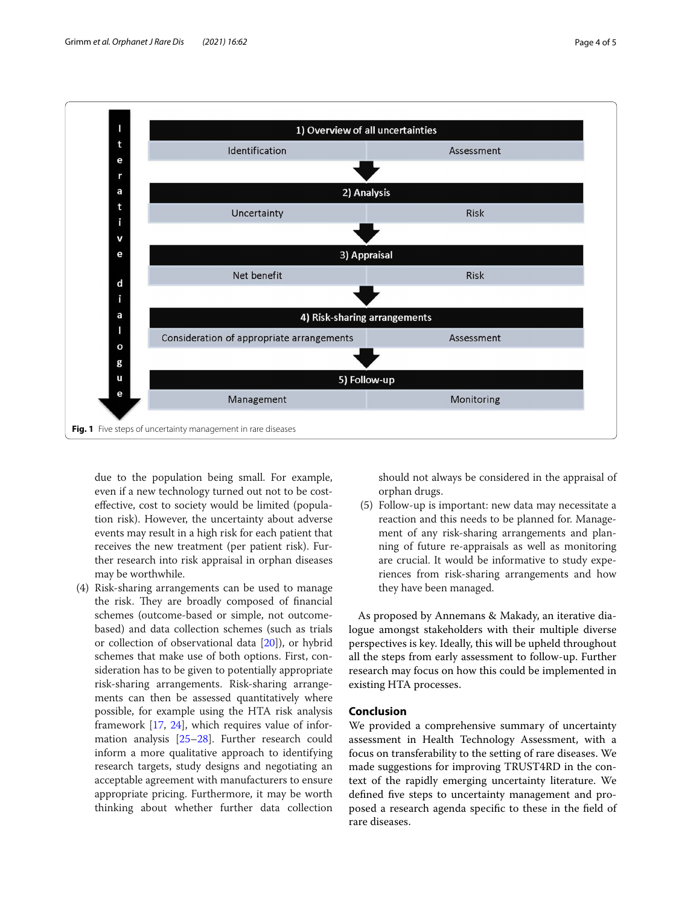1) Overview of all uncertainties
Identification
Assessment
2) Analysis
Uncertainty
Risk
3) Appraisal
Net benefit
Risk
4) Risk-sharing arrangements
Consideration of appropriate arrangements
Assessment
5) Follow-up
Management
Monitoring
Iterative dialogue

**Fig. 1** Five steps of uncertainty management in rare diseases

due to the population being small. For example, even if a new technology turned out not to be cost-effective, cost to society would be limited (population risk). However, the uncertainty about adverse events may result in a high risk for each patient that receives the new treatment (per patient risk). Further research into risk appraisal in orphan diseases may be worthwhile.

(4) Risk-sharing arrangements can be used to manage the risk. They are broadly composed of financial schemes (outcome-based or simple, not outcome-based) and data collection schemes (such as trials or collection of observational data [20]), or hybrid schemes that make use of both options. First, consideration has to be given to potentially appropriate risk-sharing arrangements. Risk-sharing arrangements can then be assessed quantitatively where possible, for example using the HTA risk analysis framework [17, 24], which requires value of information analysis [25–28]. Further research could inform a more qualitative approach to identifying research targets, study designs and negotiating an acceptable agreement with manufacturers to ensure appropriate pricing. Furthermore, it may be worth thinking about whether further data collection should not always be considered in the appraisal of orphan drugs.

(5) Follow-up is important: new data may necessitate a reaction and this needs to be planned for. Management of any risk-sharing arrangements and planning of future re-appraisals as well as monitoring are crucial. It would be informative to study experiences from risk-sharing arrangements and how they have been managed.

As proposed by Annemans & Makady, an iterative dialogue amongst stakeholders with their multiple diverse perspectives is key. Ideally, this will be upheld throughout all the steps from early assessment to follow-up. Further research may focus on how this could be implemented in existing HTA processes.

## Conclusion

We provided a comprehensive summary of uncertainty assessment in Health Technology Assessment, with a focus on transferability to the setting of rare diseases. We made suggestions for improving TRUST4RD in the context of the rapidly emerging uncertainty literature. We defined five steps to uncertainty management and proposed a research agenda specific to these in the field of rare diseases.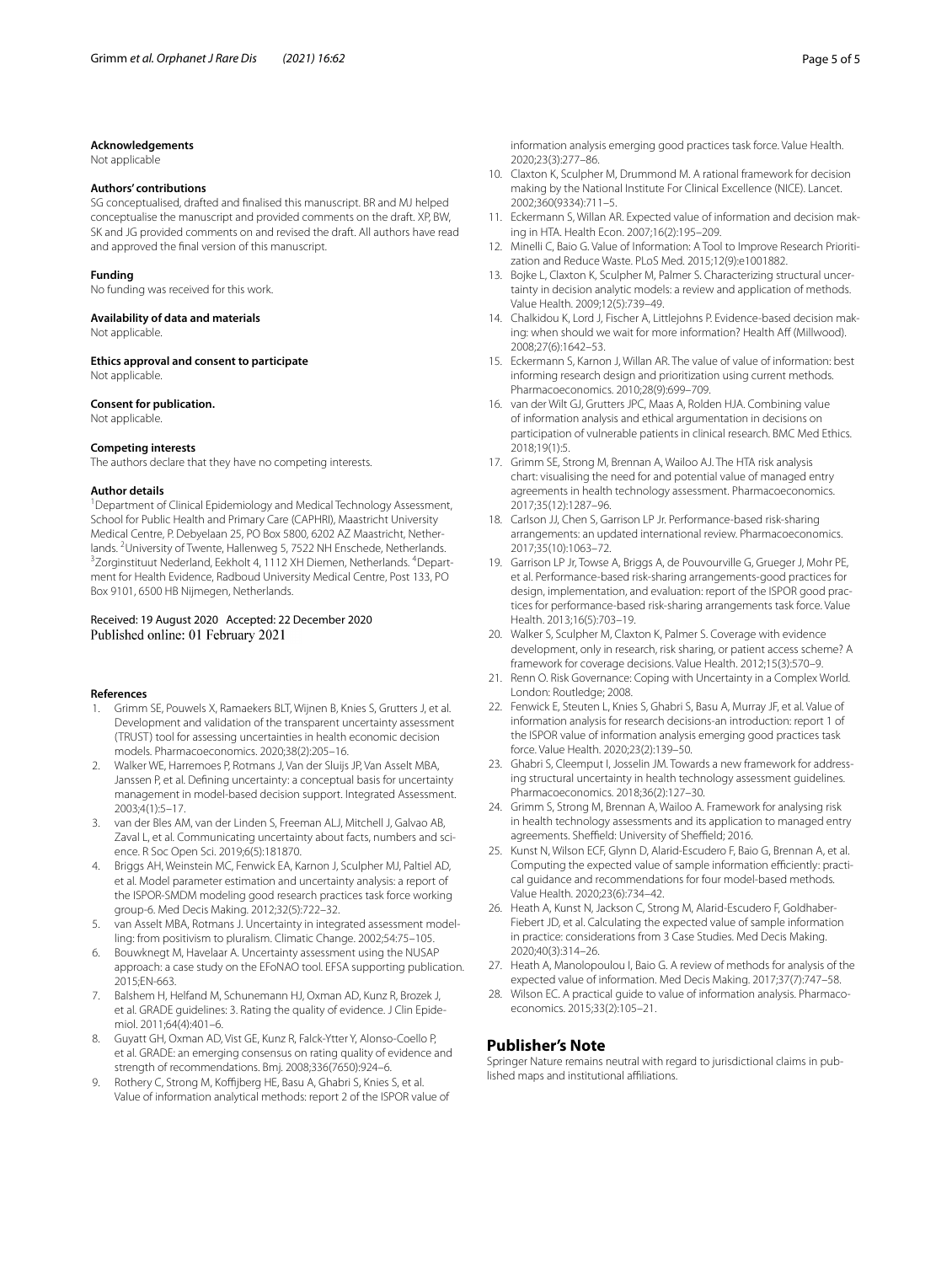#### Acknowledgements

Not applicable

#### Authors' contributions

SG conceptualised, drafted and finalised this manuscript. BR and MJ helped conceptualise the manuscript and provided comments on the draft. XP, BW, SK and JG provided comments on and revised the draft. All authors have read and approved the final version of this manuscript.

#### Funding

No funding was received for this work.

#### Availability of data and materials

Not applicable.

#### Ethics approval and consent to participate

Not applicable.

#### Consent for publication.

Not applicable.

#### Competing interests

The authors declare that they have no competing interests.

#### Author details

[1]Department of Clinical Epidemiology and Medical Technology Assessment, School for Public Health and Primary Care (CAPHRI), Maastricht University Medical Centre, P. Debyelaan 25, PO Box 5800, 6202 AZ Maastricht, Netherlands. [2]University of Twente, Hallenweg 5, 7522 NH Enschede, Netherlands. [3]Zorginstituut Nederland, Eekholt 4, 1112 XH Diemen, Netherlands. [4]Department for Health Evidence, Radboud University Medical Centre, Post 133, PO Box 9101, 6500 HB Nijmegen, Netherlands.

Received: 19 August 2020 Accepted: 22 December 2020
Published online: 01 February 2021

#### References

1. Grimm SE, Pouwels X, Ramaekers BLT, Wijnen B, Knies S, Grutters J, et al. Development and validation of the transparent uncertainty assessment (TRUST) tool for assessing uncertainties in health economic decision models. Pharmacoeconomics. 2020;38(2):205–16.
2. Walker WE, Harremoes P, Rotmans J, Van der Sluijs JP, Van Asselt MBA, Janssen P, et al. Defining uncertainty: a conceptual basis for uncertainty management in model-based decision support. Integrated Assessment. 2003;4(1):5–17.
3. van der Bles AM, van der Linden S, Freeman ALJ, Mitchell J, Galvao AB, Zaval L, et al. Communicating uncertainty about facts, numbers and science. R Soc Open Sci. 2019;6(5):181870.
4. Briggs AH, Weinstein MC, Fenwick EA, Karnon J, Sculpher MJ, Paltiel AD, et al. Model parameter estimation and uncertainty analysis: a report of the ISPOR-SMDM modeling good research practices task force working group-6. Med Decis Making. 2012;32(5):722–32.
5. van Asselt MBA, Rotmans J. Uncertainty in integrated assessment modelling: from positivism to pluralism. Climatic Change. 2002;54:75–105.
6. Bouwknegt M, Havelaar A. Uncertainty assessment using the NUSAP approach: a case study on the EFoNAO tool. EFSA supporting publication. 2015;EN-663.
7. Balshem H, Helfand M, Schunemann HJ, Oxman AD, Kunz R, Brozek J, et al. GRADE guidelines: 3. Rating the quality of evidence. J Clin Epidemiol. 2011;64(4):401–6.
8. Guyatt GH, Oxman AD, Vist GE, Kunz R, Falck-Ytter Y, Alonso-Coello P, et al. GRADE: an emerging consensus on rating quality of evidence and strength of recommendations. Bmj. 2008;336(7650):924–6.
9. Rothery C, Strong M, Koffijberg HE, Basu A, Ghabri S, Knies S, et al. Value of information analytical methods: report 2 of the ISPOR value of information analysis emerging good practices task force. Value Health. 2020;23(3):277–86.
10. Claxton K, Sculpher M, Drummond M. A rational framework for decision making by the National Institute For Clinical Excellence (NICE). Lancet. 2002;360(9334):711–5.
11. Eckermann S, Willan AR. Expected value of information and decision making in HTA. Health Econ. 2007;16(2):195–209.
12. Minelli C, Baio G. Value of Information: A Tool to Improve Research Prioritization and Reduce Waste. PLoS Med. 2015;12(9):e1001882.
13. Bojke L, Claxton K, Sculpher M, Palmer S. Characterizing structural uncertainty in decision analytic models: a review and application of methods. Value Health. 2009;12(5):739–49.
14. Chalkidou K, Lord J, Fischer A, Littlejohns P. Evidence-based decision making: when should we wait for more information? Health Aff (Millwood). 2008;27(6):1642–53.
15. Eckermann S, Karnon J, Willan AR. The value of value of information: best informing research design and prioritization using current methods. Pharmacoeconomics. 2010;28(9):699–709.
16. van der Wilt GJ, Grutters JPC, Maas A, Rolden HJA. Combining value of information analysis and ethical argumentation in decisions on participation of vulnerable patients in clinical research. BMC Med Ethics. 2018;19(1):5.
17. Grimm SE, Strong M, Brennan A, Wailoo AJ. The HTA risk analysis chart: visualising the need for and potential value of managed entry agreements in health technology assessment. Pharmacoeconomics. 2017;35(12):1287–96.
18. Carlson JJ, Chen S, Garrison LP Jr. Performance-based risk-sharing arrangements: an updated international review. Pharmacoeconomics. 2017;35(10):1063–72.
19. Garrison LP Jr, Towse A, Briggs A, de Pouvourville G, Grueger J, Mohr PE, et al. Performance-based risk-sharing arrangements-good practices for design, implementation, and evaluation: report of the ISPOR good practices for performance-based risk-sharing arrangements task force. Value Health. 2013;16(5):703–19.
20. Walker S, Sculpher M, Claxton K, Palmer S. Coverage with evidence development, only in research, risk sharing, or patient access scheme? A framework for coverage decisions. Value Health. 2012;15(3):570–9.
21. Renn O. Risk Governance: Coping with Uncertainty in a Complex World. London: Routledge; 2008.
22. Fenwick E, Steuten L, Knies S, Ghabri S, Basu A, Murray JF, et al. Value of information analysis for research decisions-an introduction: report 1 of the ISPOR value of information analysis emerging good practices task force. Value Health. 2020;23(2):139–50.
23. Ghabri S, Cleemput I, Josselin JM. Towards a new framework for addressing structural uncertainty in health technology assessment guidelines. Pharmacoeconomics. 2018;36(2):127–30.
24. Grimm S, Strong M, Brennan A, Wailoo A. Framework for analysing risk in health technology assessments and its application to managed entry agreements. Sheffield: University of Sheffield; 2016.
25. Kunst N, Wilson ECF, Glynn D, Alarid-Escudero F, Baio G, Brennan A, et al. Computing the expected value of sample information efficiently: practical guidance and recommendations for four model-based methods. Value Health. 2020;23(6):734–42.
26. Heath A, Kunst N, Jackson C, Strong M, Alarid-Escudero F, Goldhaber-Fiebert JD, et al. Calculating the expected value of sample information in practice: considerations from 3 Case Studies. Med Decis Making. 2020;40(3):314–26.
27. Heath A, Manolopoulou I, Baio G. A review of methods for analysis of the expected value of information. Med Decis Making. 2017;37(7):747–58.
28. Wilson EC. A practical guide to value of information analysis. Pharmacoeconomics. 2015;33(2):105–21.

## Publisher's Note

Springer Nature remains neutral with regard to jurisdictional claims in published maps and institutional affiliations.